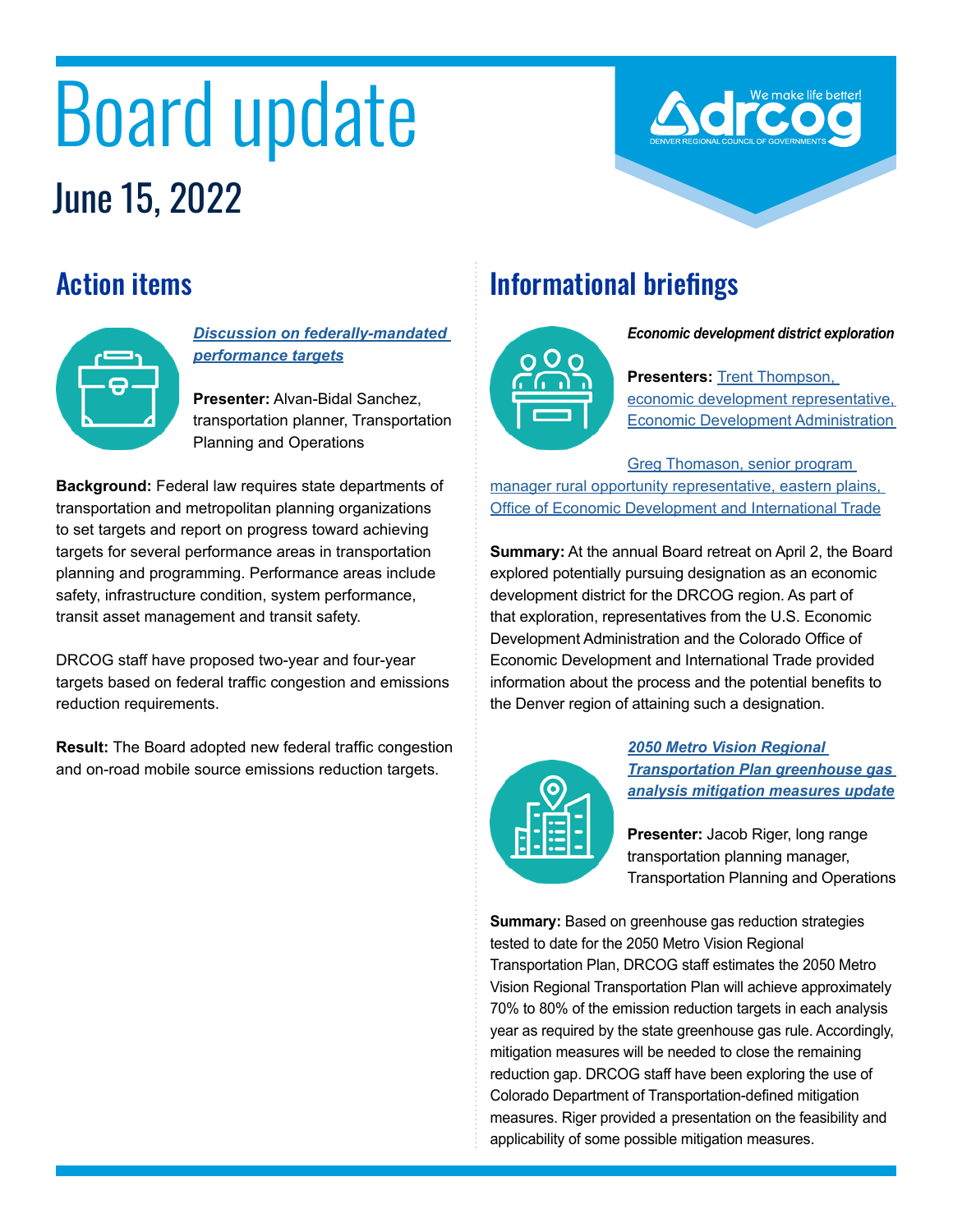# Board update

## June 15, 2022

## Action items

***Discussion on federally-mandated performance targets***

**Presenter:** Alvan-Bidal Sanchez, transportation planner, Transportation Planning and Operations

**Background:** Federal law requires state departments of transportation and metropolitan planning organizations to set targets and report on progress toward achieving targets for several performance areas in transportation planning and programming. Performance areas include safety, infrastructure condition, system performance, transit asset management and transit safety.

DRCOG staff have proposed two-year and four-year targets based on federal traffic congestion and emissions reduction requirements.

**Result:** The Board adopted new federal traffic congestion and on-road mobile source emissions reduction targets.

## Informational briefings

***Economic development district exploration***

**Presenters:** Trent Thompson, economic development representative, Economic Development Administration

Greg Thomason, senior program manager rural opportunity representative, eastern plains, Office of Economic Development and International Trade

**Summary:** At the annual Board retreat on April 2, the Board explored potentially pursuing designation as an economic development district for the DRCOG region. As part of that exploration, representatives from the U.S. Economic Development Administration and the Colorado Office of Economic Development and International Trade provided information about the process and the potential benefits to the Denver region of attaining such a designation.

***2050 Metro Vision Regional Transportation Plan greenhouse gas analysis mitigation measures update***

**Presenter:** Jacob Riger, long range transportation planning manager, Transportation Planning and Operations

**Summary:** Based on greenhouse gas reduction strategies tested to date for the 2050 Metro Vision Regional Transportation Plan, DRCOG staff estimates the 2050 Metro Vision Regional Transportation Plan will achieve approximately 70% to 80% of the emission reduction targets in each analysis year as required by the state greenhouse gas rule. Accordingly, mitigation measures will be needed to close the remaining reduction gap. DRCOG staff have been exploring the use of Colorado Department of Transportation-defined mitigation measures. Riger provided a presentation on the feasibility and applicability of some possible mitigation measures.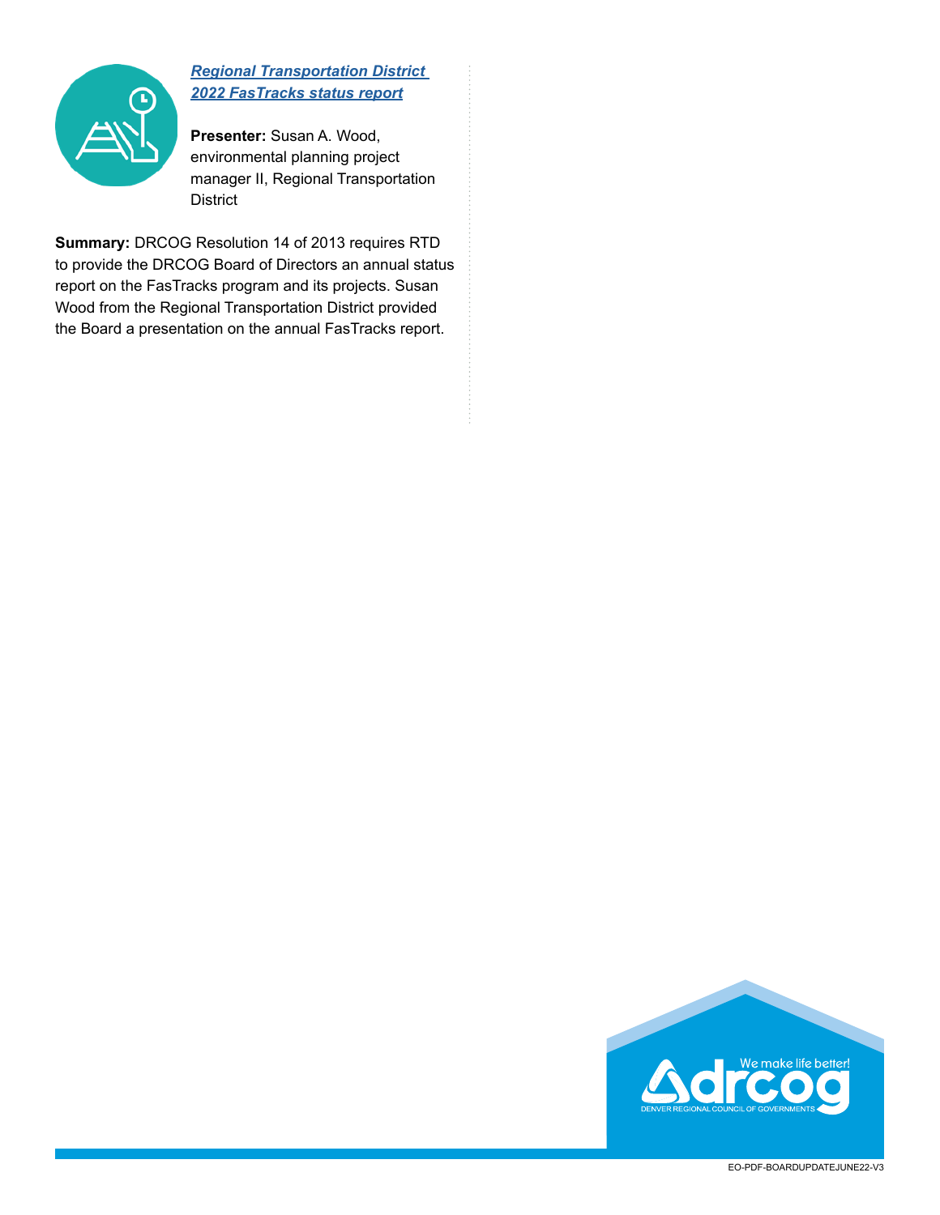### *[Regional Transportation District 2022 FasTracks status report]*

**Presenter:** Susan A. Wood, environmental planning project manager II, Regional Transportation District

**Summary:** DRCOG Resolution 14 of 2013 requires RTD to provide the DRCOG Board of Directors an annual status report on the FasTracks program and its projects. Susan Wood from the Regional Transportation District provided the Board a presentation on the annual FasTracks report.